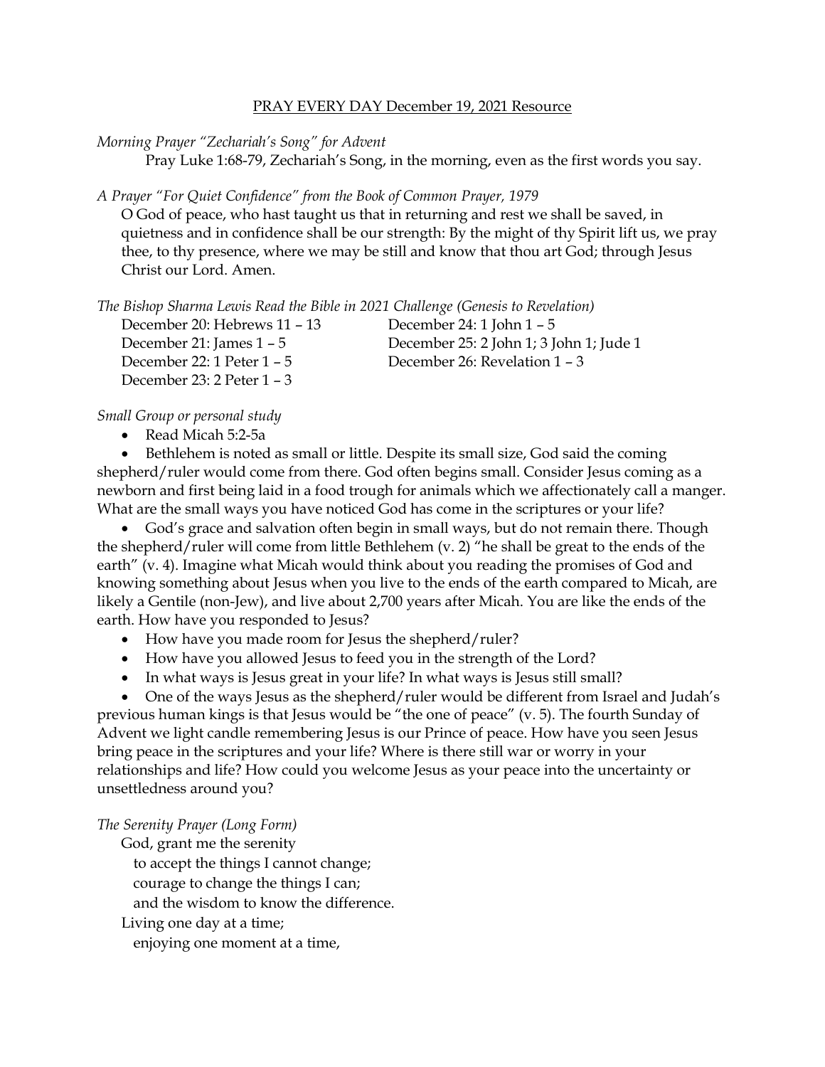PRAY EVERY DAY December 19, 2021 Resource

*Morning Prayer "Zechariah's Song" for Advent*

Pray Luke 1:68-79, Zechariah's Song, in the morning, even as the first words you say.

*A Prayer "For Quiet Confidence" from the Book of Common Prayer, 1979*

O God of peace, who hast taught us that in returning and rest we shall be saved, in quietness and in confidence shall be our strength: By the might of thy Spirit lift us, we pray thee, to thy presence, where we may be still and know that thou art God; through Jesus Christ our Lord. Amen.

*The Bishop Sharma Lewis Read the Bible in 2021 Challenge (Genesis to Revelation)*

December 20: Hebrews 11 – 13
December 21: James 1 – 5
December 22: 1 Peter 1 – 5
December 23: 2 Peter 1 – 3
December 24: 1 John 1 – 5
December 25: 2 John 1; 3 John 1; Jude 1
December 26: Revelation 1 – 3

*Small Group or personal study*

- Read Micah 5:2-5a
- Bethlehem is noted as small or little. Despite its small size, God said the coming shepherd/ruler would come from there. God often begins small. Consider Jesus coming as a newborn and first being laid in a food trough for animals which we affectionately call a manger. What are the small ways you have noticed God has come in the scriptures or your life?
- God's grace and salvation often begin in small ways, but do not remain there. Though the shepherd/ruler will come from little Bethlehem (v. 2) "he shall be great to the ends of the earth" (v. 4). Imagine what Micah would think about you reading the promises of God and knowing something about Jesus when you live to the ends of the earth compared to Micah, are likely a Gentile (non-Jew), and live about 2,700 years after Micah. You are like the ends of the earth. How have you responded to Jesus?
- How have you made room for Jesus the shepherd/ruler?
- How have you allowed Jesus to feed you in the strength of the Lord?
- In what ways is Jesus great in your life? In what ways is Jesus still small?
- One of the ways Jesus as the shepherd/ruler would be different from Israel and Judah's previous human kings is that Jesus would be "the one of peace" (v. 5). The fourth Sunday of Advent we light candle remembering Jesus is our Prince of peace. How have you seen Jesus bring peace in the scriptures and your life? Where is there still war or worry in your relationships and life? How could you welcome Jesus as your peace into the uncertainty or unsettledness around you?

*The Serenity Prayer (Long Form)*

God, grant me the serenity
to accept the things I cannot change;
courage to change the things I can;
and the wisdom to know the difference.
Living one day at a time;
enjoying one moment at a time,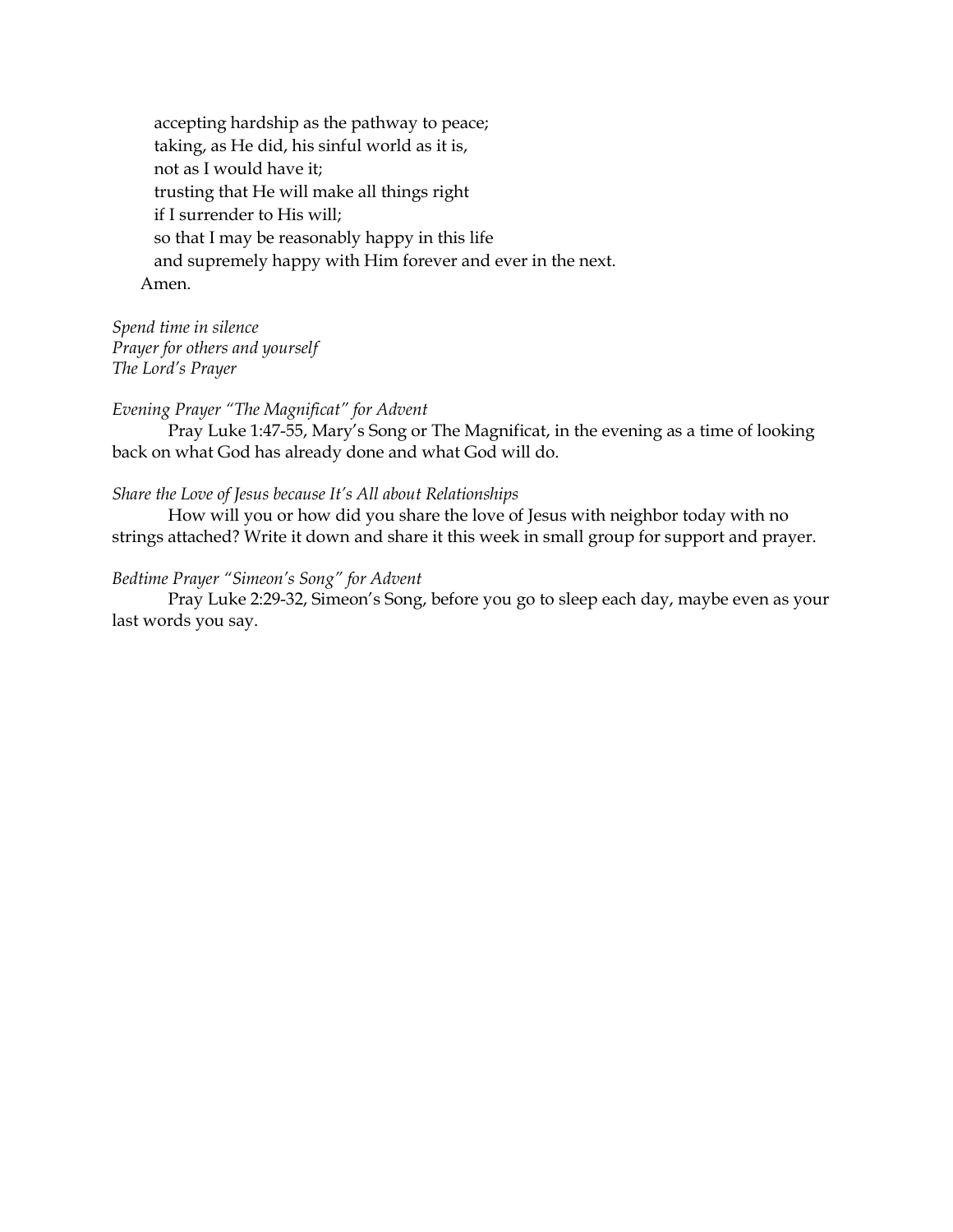accepting hardship as the pathway to peace;  
taking, as He did, his sinful world as it is,  
not as I would have it;  
trusting that He will make all things right  
if I surrender to His will;  
so that I may be reasonably happy in this life  
and supremely happy with Him forever and ever in the next.  
Amen.

*Spend time in silence*  
*Prayer for others and yourself*  
*The Lord's Prayer*

*Evening Prayer "The Magnificat" for Advent*

Pray Luke 1:47-55, Mary's Song or The Magnificat, in the evening as a time of looking back on what God has already done and what God will do.

*Share the Love of Jesus because It's All about Relationships*

How will you or how did you share the love of Jesus with neighbor today with no strings attached? Write it down and share it this week in small group for support and prayer.

*Bedtime Prayer "Simeon's Song" for Advent*

Pray Luke 2:29-32, Simeon's Song, before you go to sleep each day, maybe even as your last words you say.